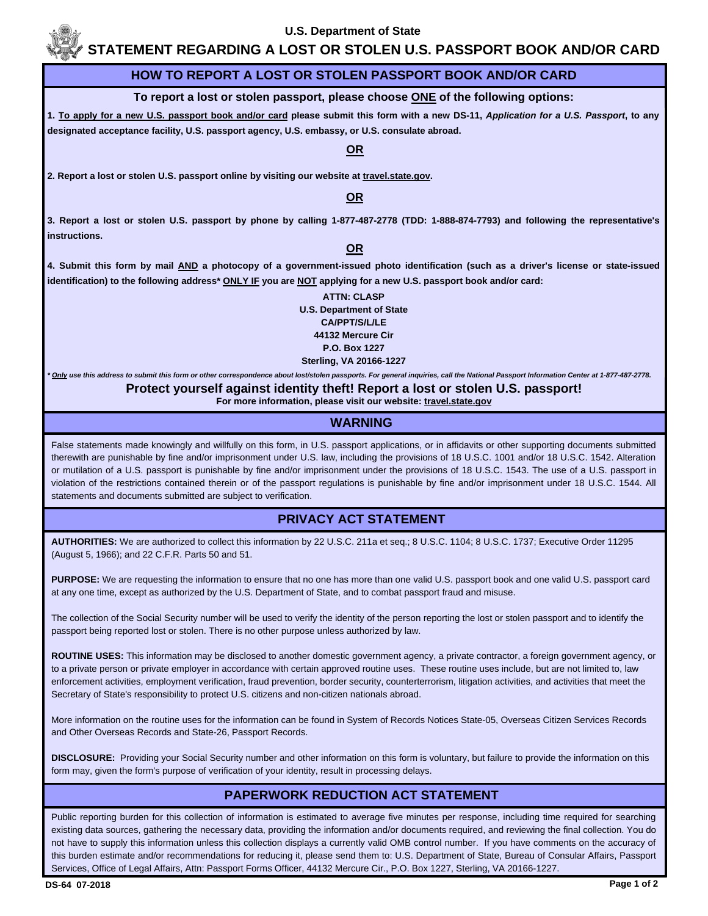U.S. Department of State

# STATEMENT REGARDING A LOST OR STOLEN U.S. PASSPORT BOOK AND/OR CARD

## HOW TO REPORT A LOST OR STOLEN PASSPORT BOOK AND/OR CARD

**To report a lost or stolen passport, please choose ONE of the following options:**

**1. To apply for a new U.S. passport book and/or card please submit this form with a new DS-11, *Application for a U.S. Passport*, to any designated acceptance facility, U.S. passport agency, U.S. embassy, or U.S. consulate abroad.**

**OR**

**2. Report a lost or stolen U.S. passport online by visiting our website at travel.state.gov.**

**OR**

**3. Report a lost or stolen U.S. passport by phone by calling 1-877-487-2778 (TDD: 1-888-874-7793) and following the representative's instructions.**

**OR**

**4. Submit this form by mail AND a photocopy of a government-issued photo identification (such as a driver's license or state-issued identification) to the following address* ONLY IF you are NOT applying for a new U.S. passport book and/or card:**

**ATTN: CLASP**
**U.S. Department of State**
**CA/PPT/S/L/LE**
**44132 Mercure Cir**
**P.O. Box 1227**
**Sterling, VA 20166-1227**

*\* Only use this address to submit this form or other correspondence about lost/stolen passports. For general inquiries, call the National Passport Information Center at 1-877-487-2778.*

**Protect yourself against identity theft! Report a lost or stolen U.S. passport!**

**For more information, please visit our website: travel.state.gov**

## WARNING

False statements made knowingly and willfully on this form, in U.S. passport applications, or in affidavits or other supporting documents submitted therewith are punishable by fine and/or imprisonment under U.S. law, including the provisions of 18 U.S.C. 1001 and/or 18 U.S.C. 1542. Alteration or mutilation of a U.S. passport is punishable by fine and/or imprisonment under the provisions of 18 U.S.C. 1543. The use of a U.S. passport in violation of the restrictions contained therein or of the passport regulations is punishable by fine and/or imprisonment under 18 U.S.C. 1544. All statements and documents submitted are subject to verification.

## PRIVACY ACT STATEMENT

**AUTHORITIES:** We are authorized to collect this information by 22 U.S.C. 211a et seq.; 8 U.S.C. 1104; 8 U.S.C. 1737; Executive Order 11295 (August 5, 1966); and 22 C.F.R. Parts 50 and 51.

**PURPOSE:** We are requesting the information to ensure that no one has more than one valid U.S. passport book and one valid U.S. passport card at any one time, except as authorized by the U.S. Department of State, and to combat passport fraud and misuse.

The collection of the Social Security number will be used to verify the identity of the person reporting the lost or stolen passport and to identify the passport being reported lost or stolen. There is no other purpose unless authorized by law.

**ROUTINE USES:** This information may be disclosed to another domestic government agency, a private contractor, a foreign government agency, or to a private person or private employer in accordance with certain approved routine uses. These routine uses include, but are not limited to, law enforcement activities, employment verification, fraud prevention, border security, counterterrorism, litigation activities, and activities that meet the Secretary of State's responsibility to protect U.S. citizens and non-citizen nationals abroad.

More information on the routine uses for the information can be found in System of Records Notices State-05, Overseas Citizen Services Records and Other Overseas Records and State-26, Passport Records.

**DISCLOSURE:** Providing your Social Security number and other information on this form is voluntary, but failure to provide the information on this form may, given the form's purpose of verification of your identity, result in processing delays.

## PAPERWORK REDUCTION ACT STATEMENT

Public reporting burden for this collection of information is estimated to average five minutes per response, including time required for searching existing data sources, gathering the necessary data, providing the information and/or documents required, and reviewing the final collection. You do not have to supply this information unless this collection displays a currently valid OMB control number. If you have comments on the accuracy of this burden estimate and/or recommendations for reducing it, please send them to: U.S. Department of State, Bureau of Consular Affairs, Passport Services, Office of Legal Affairs, Attn: Passport Forms Officer, 44132 Mercure Cir., P.O. Box 1227, Sterling, VA 20166-1227.

DS-64 07-2018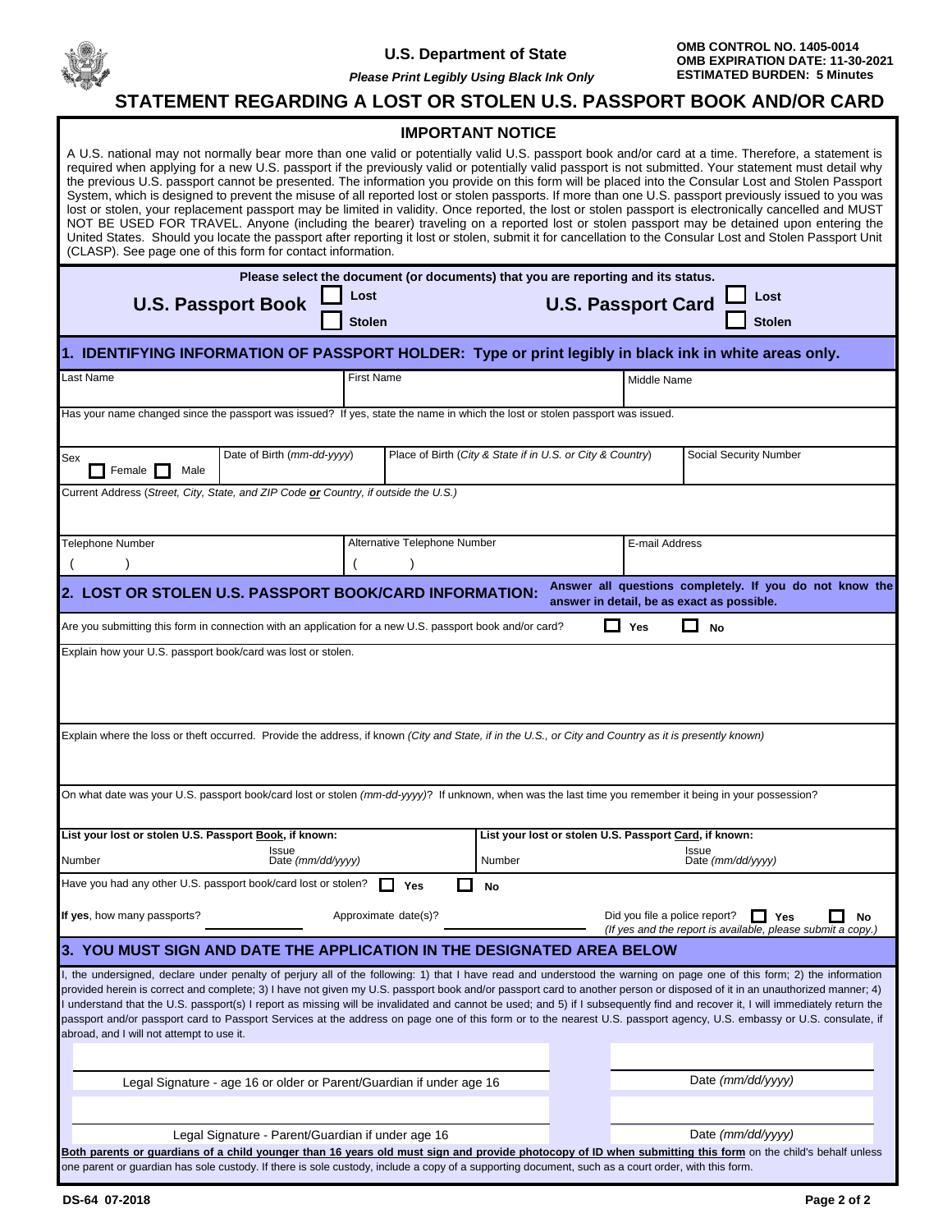U.S. Department of State

*Please Print Legibly Using Black Ink Only*

**OMB CONTROL NO. 1405-0014**
**OMB EXPIRATION DATE: 11-30-2021**
**ESTIMATED BURDEN: 5 Minutes**

# STATEMENT REGARDING A LOST OR STOLEN U.S. PASSPORT BOOK AND/OR CARD

## IMPORTANT NOTICE

A U.S. national may not normally bear more than one valid or potentially valid U.S. passport book and/or card at a time. Therefore, a statement is required when applying for a new U.S. passport if the previously valid or potentially valid passport is not submitted. Your statement must detail why the previous U.S. passport cannot be presented. The information you provide on this form will be placed into the Consular Lost and Stolen Passport System, which is designed to prevent the misuse of all reported lost or stolen passports. If more than one U.S. passport previously issued to you was lost or stolen, your replacement passport may be limited in validity. Once reported, the lost or stolen passport is electronically cancelled and MUST NOT BE USED FOR TRAVEL. Anyone (including the bearer) traveling on a reported lost or stolen passport may be detained upon entering the United States. Should you locate the passport after reporting it lost or stolen, submit it for cancellation to the Consular Lost and Stolen Passport Unit (CLASP). See page one of this form for contact information.

**Please select the document (or documents) that you are reporting and its status.**

**U.S. Passport Book** ☐ **Lost** ☐ **Stolen**

**U.S. Passport Card** ☐ **Lost** ☐ **Stolen**

## 1. IDENTIFYING INFORMATION OF PASSPORT HOLDER: Type or print legibly in black ink in white areas only.

| Last Name | First Name | Middle Name |
|---|---|---|
| | | |

Has your name changed since the passport was issued? If yes, state the name in which the lost or stolen passport was issued.

| Sex | Date of Birth (*mm-dd-yyyy*) | Place of Birth (*City & State if in U.S. or City & Country*) | Social Security Number |
|---|---|---|---|
| ☐ Female ☐ Male | | | |

Current Address (*Street, City, State, and ZIP Code **or** Country, if outside the U.S.*)

| Telephone Number | Alternative Telephone Number | E-mail Address |
|---|---|---|
| ( ) | ( ) | |

## 2. LOST OR STOLEN U.S. PASSPORT BOOK/CARD INFORMATION:

**Answer all questions completely. If you do not know the answer in detail, be as exact as possible.**

Are you submitting this form in connection with an application for a new U.S. passport book and/or card? ☐ **Yes** ☐ **No**

Explain how your U.S. passport book/card was lost or stolen.

Explain where the loss or theft occurred. Provide the address, if known *(City and State, if in the U.S., or City and Country as it is presently known)*

On what date was your U.S. passport book/card lost or stolen *(mm-dd-yyyy)*? If unknown, when was the last time you remember it being in your possession?

| **List your lost or stolen U.S. Passport Book, if known:** | | **List your lost or stolen U.S. Passport Card, if known:** | |
|---|---|---|---|
| Number | Issue Date *(mm/dd/yyyy)* | Number | Issue Date *(mm/dd/yyyy)* |

Have you had any other U.S. passport book/card lost or stolen? ☐ **Yes** ☐ **No**

**If yes**, how many passports? ________ Approximate date(s)? ________ Did you file a police report? ☐ **Yes** ☐ **No**
*(If yes and the report is available, please submit a copy.)*

## 3. YOU MUST SIGN AND DATE THE APPLICATION IN THE DESIGNATED AREA BELOW

I, the undersigned, declare under penalty of perjury all of the following: 1) that I have read and understood the warning on page one of this form; 2) the information provided herein is correct and complete; 3) I have not given my U.S. passport book and/or passport card to another person or disposed of it in an unauthorized manner; 4) I understand that the U.S. passport(s) I report as missing will be invalidated and cannot be used; and 5) if I subsequently find and recover it, I will immediately return the passport and/or passport card to Passport Services at the address on page one of this form or to the nearest U.S. passport agency, U.S. embassy or U.S. consulate, if abroad, and I will not attempt to use it.

Legal Signature - age 16 or older or Parent/Guardian if under age 16 ________ Date *(mm/dd/yyyy)* ________

Legal Signature - Parent/Guardian if under age 16 ________ Date *(mm/dd/yyyy)* ________

**<u>Both parents or guardians of a child younger than 16 years old must sign and provide photocopy of ID when submitting this form</u>** on the child's behalf unless one parent or guardian has sole custody. If there is sole custody, include a copy of a supporting document, such as a court order, with this form.

DS-64 07-2018